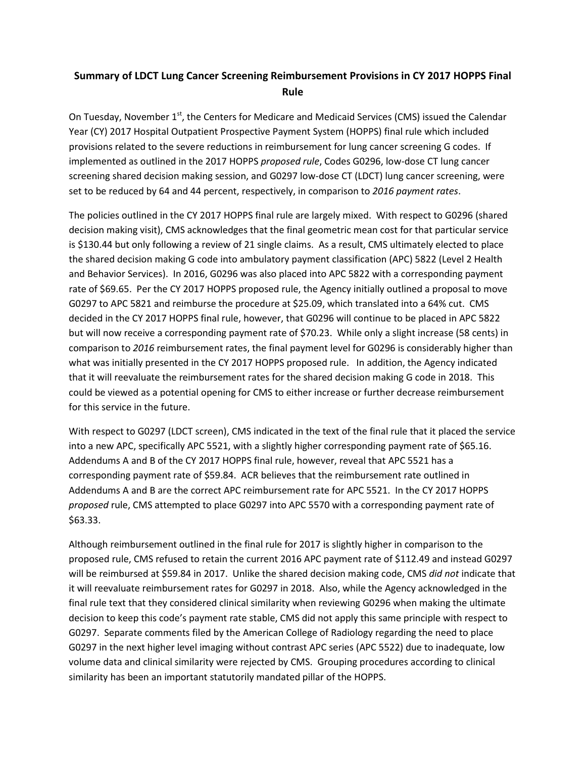# Summary of LDCT Lung Cancer Screening Reimbursement Provisions in CY 2017 HOPPS Final Rule

On Tuesday, November 1st, the Centers for Medicare and Medicaid Services (CMS) issued the Calendar Year (CY) 2017 Hospital Outpatient Prospective Payment System (HOPPS) final rule which included provisions related to the severe reductions in reimbursement for lung cancer screening G codes. If implemented as outlined in the 2017 HOPPS *proposed rule*, Codes G0296, low-dose CT lung cancer screening shared decision making session, and G0297 low-dose CT (LDCT) lung cancer screening, were set to be reduced by 64 and 44 percent, respectively, in comparison to *2016 payment rates*.

The policies outlined in the CY 2017 HOPPS final rule are largely mixed. With respect to G0296 (shared decision making visit), CMS acknowledges that the final geometric mean cost for that particular service is $130.44 but only following a review of 21 single claims. As a result, CMS ultimately elected to place the shared decision making G code into ambulatory payment classification (APC) 5822 (Level 2 Health and Behavior Services). In 2016, G0296 was also placed into APC 5822 with a corresponding payment rate of $69.65. Per the CY 2017 HOPPS proposed rule, the Agency initially outlined a proposal to move G0297 to APC 5821 and reimburse the procedure at $25.09, which translated into a 64% cut. CMS decided in the CY 2017 HOPPS final rule, however, that G0296 will continue to be placed in APC 5822 but will now receive a corresponding payment rate of $70.23. While only a slight increase (58 cents) in comparison to *2016* reimbursement rates, the final payment level for G0296 is considerably higher than what was initially presented in the CY 2017 HOPPS proposed rule. In addition, the Agency indicated that it will reevaluate the reimbursement rates for the shared decision making G code in 2018. This could be viewed as a potential opening for CMS to either increase or further decrease reimbursement for this service in the future.

With respect to G0297 (LDCT screen), CMS indicated in the text of the final rule that it placed the service into a new APC, specifically APC 5521, with a slightly higher corresponding payment rate of $65.16. Addendums A and B of the CY 2017 HOPPS final rule, however, reveal that APC 5521 has a corresponding payment rate of $59.84. ACR believes that the reimbursement rate outlined in Addendums A and B are the correct APC reimbursement rate for APC 5521. In the CY 2017 HOPPS *proposed* rule, CMS attempted to place G0297 into APC 5570 with a corresponding payment rate of $63.33.

Although reimbursement outlined in the final rule for 2017 is slightly higher in comparison to the proposed rule, CMS refused to retain the current 2016 APC payment rate of $112.49 and instead G0297 will be reimbursed at $59.84 in 2017. Unlike the shared decision making code, CMS *did not* indicate that it will reevaluate reimbursement rates for G0297 in 2018. Also, while the Agency acknowledged in the final rule text that they considered clinical similarity when reviewing G0296 when making the ultimate decision to keep this code's payment rate stable, CMS did not apply this same principle with respect to G0297. Separate comments filed by the American College of Radiology regarding the need to place G0297 in the next higher level imaging without contrast APC series (APC 5522) due to inadequate, low volume data and clinical similarity were rejected by CMS. Grouping procedures according to clinical similarity has been an important statutorily mandated pillar of the HOPPS.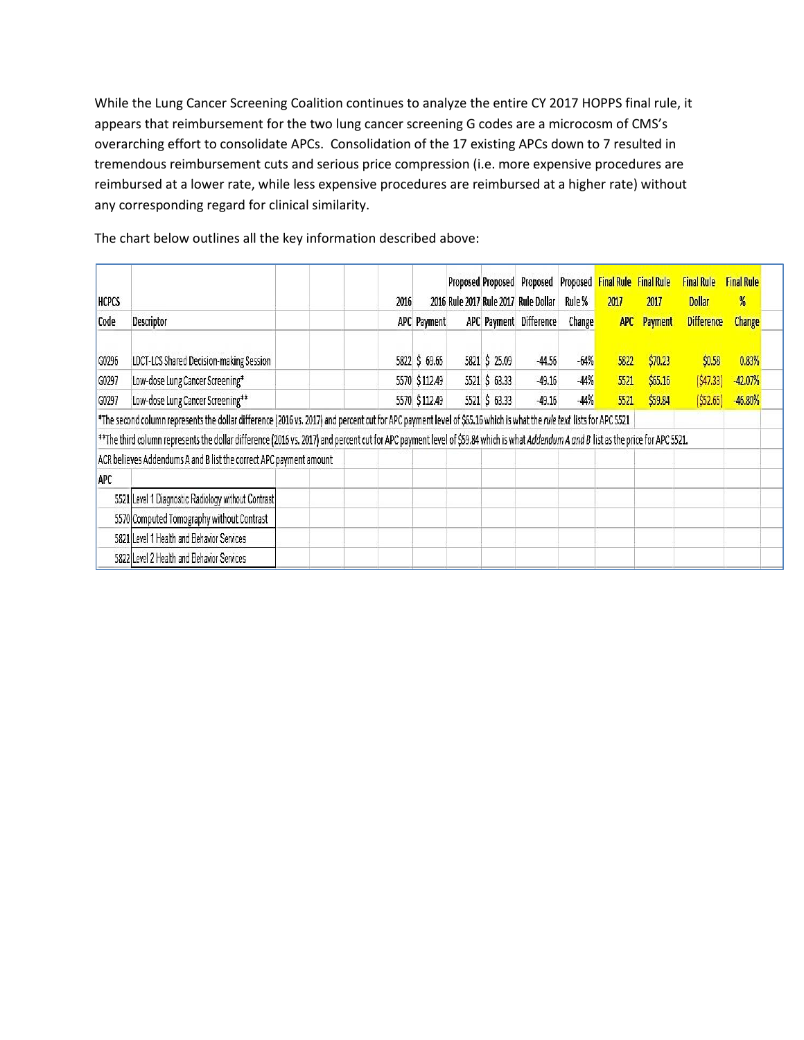While the Lung Cancer Screening Coalition continues to analyze the entire CY 2017 HOPPS final rule, it appears that reimbursement for the two lung cancer screening G codes are a microcosm of CMS's overarching effort to consolidate APCs. Consolidation of the 17 existing APCs down to 7 resulted in tremendous reimbursement cuts and serious price compression (i.e. more expensive procedures are reimbursed at a lower rate, while less expensive procedures are reimbursed at a higher rate) without any corresponding regard for clinical similarity.

The chart below outlines all the key information described above:

| HCPCS Code | Descriptor | 2016 APC | 2016 Payment | Proposed Rule 2017 APC | Proposed Rule 2017 Payment | Proposed Rule Dollar Difference | Proposed Rule % Change | Final Rule 2017 APC | Final Rule 2017 Payment | Final Rule Dollar Difference | Final Rule % Change |
|---|---|---|---|---|---|---|---|---|---|---|---|
| G0296 | LDCT-LCS Shared Decision-making Session | 5822 | $ 69.65 | 5821 | $ 25.09 | -44.56 | -64% | 5822 | $70.23 | $0.58 | 0.83% |
| G0297 | Low-dose Lung Cancer Screening* | 5570 | $112.49 | 5521 | $ 63.33 | -49.16 | -44% | 5521 | $65.16 | ($47.33) | -42.07% |
| G0297 | Low-dose Lung Cancer Screening** | 5570 | $112.49 | 5521 | $ 63.33 | -49.16 | -44% | 5521 | $59.84 | ($52.65) | -46.80% |

*The second column represents the dollar difference (2016 vs. 2017) and percent cut for APC payment level of $65.16 which is what the *rule text* lists for APC 5521

**The third column represents the dollar difference (2016 vs. 2017) and percent cut for APC payment level of $59.84 which is what *Addendum A and B* list as the price for APC 5521.

ACR believes Addendums A and B list the correct APC payment amount

| APC | |
|---|---|
| 5521 | Level 1 Diagnostic Radiology without Contrast |
| 5570 | Computed Tomography without Contrast |
| 5821 | Level 1 Health and Behavior Services |
| 5822 | Level 2 Health and Behavior Services |